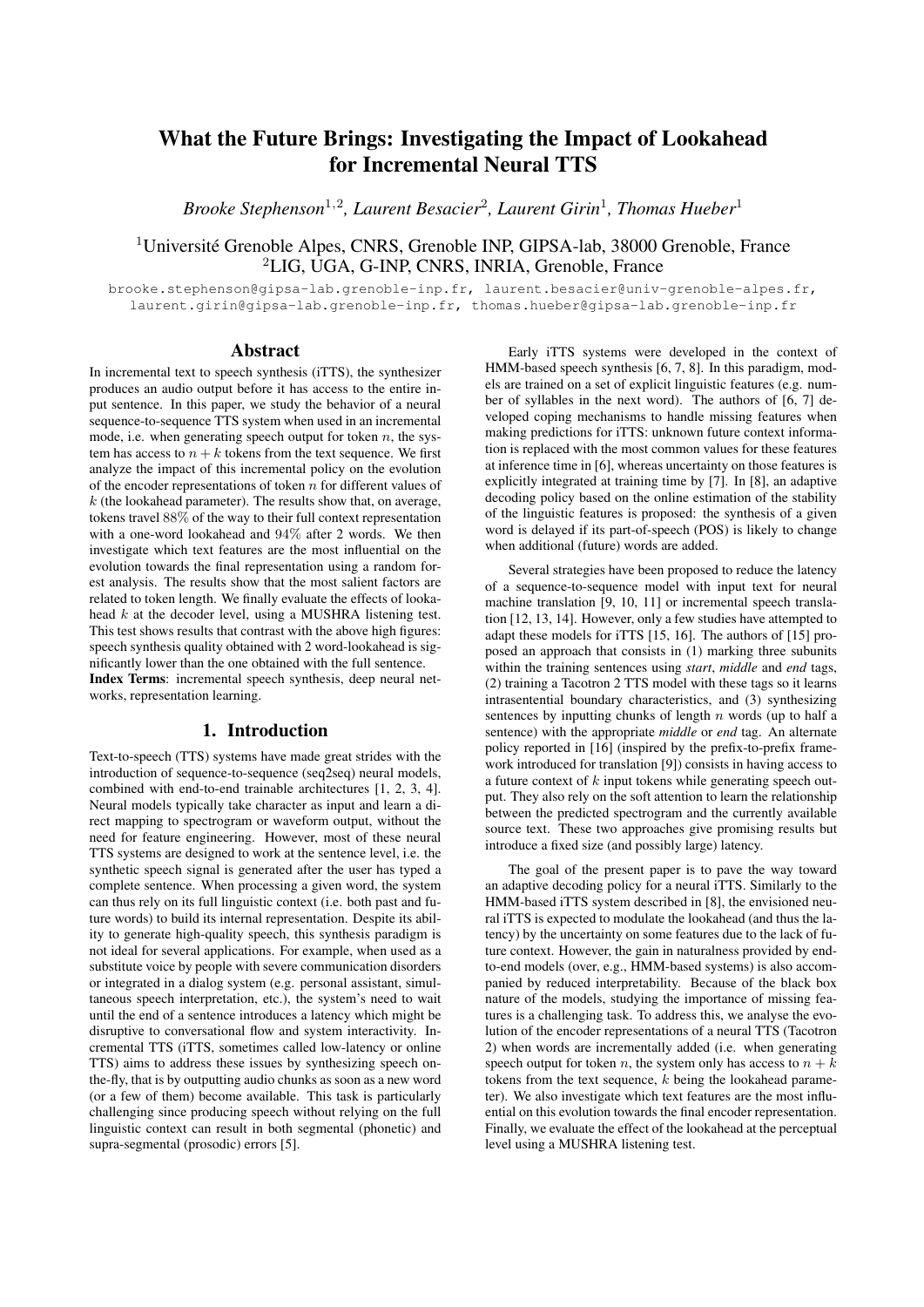# What the Future Brings: Investigating the Impact of Lookahead for Incremental Neural TTS

*Brooke Stephenson*[1,2], *Laurent Besacier*[2], *Laurent Girin*[1], *Thomas Hueber*[1]

[1]Université Grenoble Alpes, CNRS, Grenoble INP, GIPSA-lab, 38000 Grenoble, France
[2]LIG, UGA, G-INP, CNRS, INRIA, Grenoble, France

brooke.stephenson@gipsa-lab.grenoble-inp.fr, laurent.besacier@univ-grenoble-alpes.fr, laurent.girin@gipsa-lab.grenoble-inp.fr, thomas.hueber@gipsa-lab.grenoble-inp.fr

## Abstract

In incremental text to speech synthesis (iTTS), the synthesizer produces an audio output before it has access to the entire input sentence. In this paper, we study the behavior of a neural sequence-to-sequence TTS system when used in an incremental mode, i.e. when generating speech output for token $n$, the system has access to $n+k$ tokens from the text sequence. We first analyze the impact of this incremental policy on the evolution of the encoder representations of token $n$ for different values of $k$ (the lookahead parameter). The results show that, on average, tokens travel 88% of the way to their full context representation with a one-word lookahead and 94% after 2 words. We then investigate which text features are the most influential on the evolution towards the final representation using a random forest analysis. The results show that the most salient factors are related to token length. We finally evaluate the effects of lookahead $k$ at the decoder level, using a MUSHRA listening test. This test shows results that contrast with the above high figures: speech synthesis quality obtained with 2 word-lookahead is significantly lower than the one obtained with the full sentence.

**Index Terms**: incremental speech synthesis, deep neural networks, representation learning.

## 1. Introduction

Text-to-speech (TTS) systems have made great strides with the introduction of sequence-to-sequence (seq2seq) neural models, combined with end-to-end trainable architectures [1, 2, 3, 4]. Neural models typically take character as input and learn a direct mapping to spectrogram or waveform output, without the need for feature engineering. However, most of these neural TTS systems are designed to work at the sentence level, i.e. the synthetic speech signal is generated after the user has typed a complete sentence. When processing a given word, the system can thus rely on its full linguistic context (i.e. both past and future words) to build its internal representation. Despite its ability to generate high-quality speech, this synthesis paradigm is not ideal for several applications. For example, when used as a substitute voice by people with severe communication disorders or integrated in a dialog system (e.g. personal assistant, simultaneous speech interpretation, etc.), the system's need to wait until the end of a sentence introduces a latency which might be disruptive to conversational flow and system interactivity. Incremental TTS (iTTS, sometimes called low-latency or online TTS) aims to address these issues by synthesizing speech on-the-fly, that is by outputting audio chunks as soon as a new word (or a few of them) become available. This task is particularly challenging since producing speech without relying on the full linguistic context can result in both segmental (phonetic) and supra-segmental (prosodic) errors [5].

Early iTTS systems were developed in the context of HMM-based speech synthesis [6, 7, 8]. In this paradigm, models are trained on a set of explicit linguistic features (e.g. number of syllables in the next word). The authors of [6, 7] developed coping mechanisms to handle missing features when making predictions for iTTS: unknown future context information is replaced with the most common values for these features at inference time in [6], whereas uncertainty on those features is explicitly integrated at training time by [7]. In [8], an adaptive decoding policy based on the online estimation of the stability of the linguistic features is proposed: the synthesis of a given word is delayed if its part-of-speech (POS) is likely to change when additional (future) words are added.

Several strategies have been proposed to reduce the latency of a sequence-to-sequence model with input text for neural machine translation [9, 10, 11] or incremental speech translation [12, 13, 14]. However, only a few studies have attempted to adapt these models for iTTS [15, 16]. The authors of [15] proposed an approach that consists in (1) marking three subunits within the training sentences using *start*, *middle* and *end* tags, (2) training a Tacotron 2 TTS model with these tags so it learns intrasentential boundary characteristics, and (3) synthesizing sentences by inputting chunks of length $n$ words (up to half a sentence) with the appropriate *middle* or *end* tag. An alternate policy reported in [16] (inspired by the prefix-to-prefix framework introduced for translation [9]) consists in having access to a future context of $k$ input tokens while generating speech output. They also rely on the soft attention to learn the relationship between the predicted spectrogram and the currently available source text. These two approaches give promising results but introduce a fixed size (and possibly large) latency.

The goal of the present paper is to pave the way toward an adaptive decoding policy for a neural iTTS. Similarly to the HMM-based iTTS system described in [8], the envisioned neural iTTS is expected to modulate the lookahead (and thus the latency) by the uncertainty on some features due to the lack of future context. However, the gain in naturalness provided by end-to-end models (over, e.g., HMM-based systems) is also accompanied by reduced interpretability. Because of the black box nature of the models, studying the importance of missing features is a challenging task. To address this, we analyse the evolution of the encoder representations of a neural TTS (Tacotron 2) when words are incrementally added (i.e. when generating speech output for token $n$, the system only has access to $n+k$ tokens from the text sequence, $k$ being the lookahead parameter). We also investigate which text features are the most influential on this evolution towards the final encoder representation. Finally, we evaluate the effect of the lookahead at the perceptual level using a MUSHRA listening test.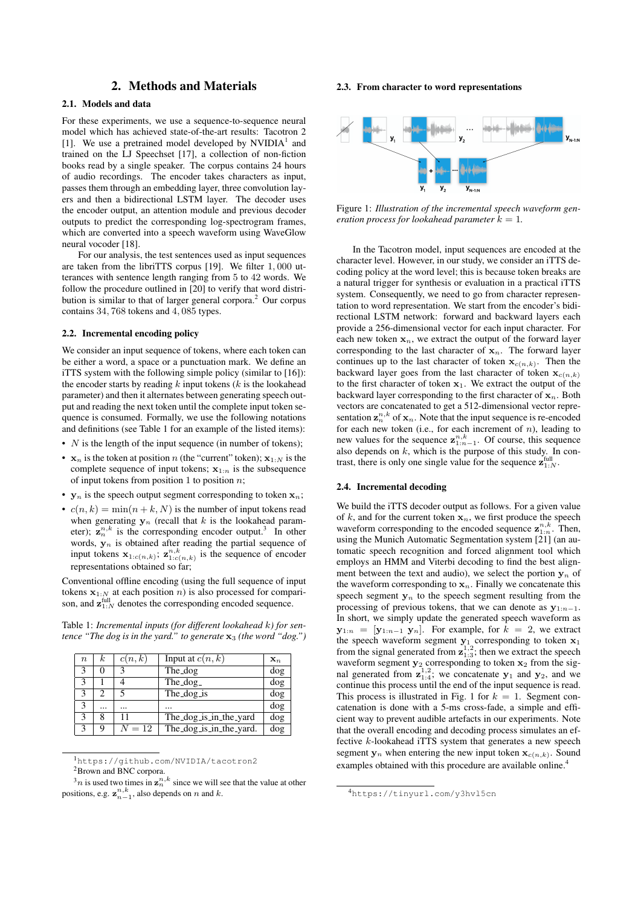## 2. Methods and Materials

### 2.1. Models and data

For these experiments, we use a sequence-to-sequence neural model which has achieved state-of-the-art results: Tacotron 2 [1]. We use a pretrained model developed by NVIDIA[1] and trained on the LJ Speechset [17], a collection of non-fiction books read by a single speaker. The corpus contains 24 hours of audio recordings. The encoder takes characters as input, passes them through an embedding layer, three convolution layers and then a bidirectional LSTM layer. The decoder uses the encoder output, an attention module and previous decoder outputs to predict the corresponding log-spectrogram frames, which are converted into a speech waveform using WaveGlow neural vocoder [18].

For our analysis, the test sentences used as input sequences are taken from the libriTTS corpus [19]. We filter 1,000 utterances with sentence length ranging from 5 to 42 words. We follow the procedure outlined in [20] to verify that word distribution is similar to that of larger general corpora.[2] Our corpus contains 34,768 tokens and 4,085 types.

### 2.2. Incremental encoding policy

We consider an input sequence of tokens, where each token can be either a word, a space or a punctuation mark. We define an iTTS system with the following simple policy (similar to [16]): the encoder starts by reading $k$ input tokens ($k$ is the lookahead parameter) and then it alternates between generating speech output and reading the next token until the complete input token sequence is consumed. Formally, we use the following notations and definitions (see Table 1 for an example of the listed items):

- $N$ is the length of the input sequence (in number of tokens);
- $\mathbf{x}_n$ is the token at position $n$ (the "current" token); $\mathbf{x}_{1:N}$ is the complete sequence of input tokens; $\mathbf{x}_{1:n}$ is the subsequence of input tokens from position 1 to position $n$;
- $\mathbf{y}_n$ is the speech output segment corresponding to token $\mathbf{x}_n$;
- $c(n,k) = \min(n+k, N)$ is the number of input tokens read when generating $\mathbf{y}_n$ (recall that $k$ is the lookahead parameter); $\mathbf{z}_n^{n,k}$ is the corresponding encoder output.[3] In other words, $\mathbf{y}_n$ is obtained after reading the partial sequence of input tokens $\mathbf{x}_{1:c(n,k)}$; $\mathbf{z}_{1:c(n,k)}^{n,k}$ is the sequence of encoder representations obtained so far;

Conventional offline encoding (using the full sequence of input tokens $\mathbf{x}_{1:N}$ at each position $n$) is also processed for comparison, and $\mathbf{z}_{1:N}^{\text{full}}$ denotes the corresponding encoded sequence.

Table 1: *Incremental inputs (for different lookahead $k$) for sentence "The dog is in the yard." to generate $\mathbf{x}_3$ (the word "dog.")*

| $n$ | $k$ | $c(n,k)$ | Input at $c(n,k)$ | $\mathbf{x}_n$ |
|---|---|---|---|---|
| 3 | 0 | 3 | The_dog | dog |
| 3 | 1 | 4 | The_dog_ | dog |
| 3 | 2 | 5 | The_dog_is | dog |
| 3 | ... | ... | ... | dog |
| 3 | 8 | 11 | The_dog_is_in_the_yard | dog |
| 3 | 9 | $N=12$ | The_dog_is_in_the_yard. | dog |

[1] https://github.com/NVIDIA/tacotron2

[2] Brown and BNC corpora.

[3] $n$ is used two times in $\mathbf{z}_n^{n,k}$ since we will see that the value at other positions, e.g. $\mathbf{z}_{n-1}^{n,k}$, also depends on $n$ and $k$.

### 2.3. From character to word representations

Figure 1: *Illustration of the incremental speech waveform generation process for lookahead parameter $k=1$.*

In the Tacotron model, input sequences are encoded at the character level. However, in our study, we consider an iTTS decoding policy at the word level; this is because token breaks are a natural trigger for synthesis or evaluation in a practical iTTS system. Consequently, we need to go from character representation to word representation. We start from the encoder's bidirectional LSTM network: forward and backward layers each provide a 256-dimensional vector for each input character. For each new token $\mathbf{x}_n$, we extract the output of the forward layer corresponding to the last character of $\mathbf{x}_n$. The forward layer continues up to the last character of token $\mathbf{x}_{c(n,k)}$. Then the backward layer goes from the last character of token $\mathbf{x}_{c(n,k)}$ to the first character of token $\mathbf{x}_1$. We extract the output of the backward layer corresponding to the first character of $\mathbf{x}_n$. Both vectors are concatenated to get a 512-dimensional vector representation $\mathbf{z}_n^{n,k}$ of $\mathbf{x}_n$. Note that the input sequence is re-encoded for each new token (i.e., for each increment of $n$), leading to new values for the sequence $\mathbf{z}_{1:n-1}^{n,k}$. Of course, this sequence also depends on $k$, which is the purpose of this study. In contrast, there is only one single value for the sequence $\mathbf{z}_{1:N}^{\text{full}}$.

### 2.4. Incremental decoding

We build the iTTS decoder output as follows. For a given value of $k$, and for the current token $\mathbf{x}_n$, we first produce the speech waveform corresponding to the encoded sequence $\mathbf{z}_{1:n}^{n,k}$. Then, using the Munich Automatic Segmentation system [21] (an automatic speech recognition and forced alignment tool which employs an HMM and Viterbi decoding to find the best alignment between the text and audio), we select the portion $\mathbf{y}_n$ of the waveform corresponding to $\mathbf{x}_n$. Finally we concatenate this speech segment $\mathbf{y}_n$ to the speech segment resulting from the processing of previous tokens, that we can denote as $\mathbf{y}_{1:n-1}$. In short, we simply update the generated speech waveform as $\mathbf{y}_{1:n} = [\mathbf{y}_{1:n-1}\ \mathbf{y}_n]$. For example, for $k=2$, we extract the speech waveform segment $\mathbf{y}_1$ corresponding to token $\mathbf{x}_1$ from the signal generated from $\mathbf{z}_{1:3}^{1,2}$; then we extract the speech waveform segment $\mathbf{y}_2$ corresponding to token $\mathbf{x}_2$ from the signal generated from $\mathbf{z}_{1:4}^{1,2}$; we concatenate $\mathbf{y}_1$ and $\mathbf{y}_2$, and we continue this process until the end of the input sequence is read. This process is illustrated in Fig. 1 for $k=1$. Segment concatenation is done with a 5-ms cross-fade, a simple and efficient way to prevent audible artefacts in our experiments. Note that the overall encoding and decoding process simulates an effective $k$-lookahead iTTS system that generates a new speech segment $\mathbf{y}_n$ when entering the new input token $\mathbf{x}_{c(n,k)}$. Sound examples obtained with this procedure are available online.[4]

[4] https://tinyurl.com/y3hvl5cn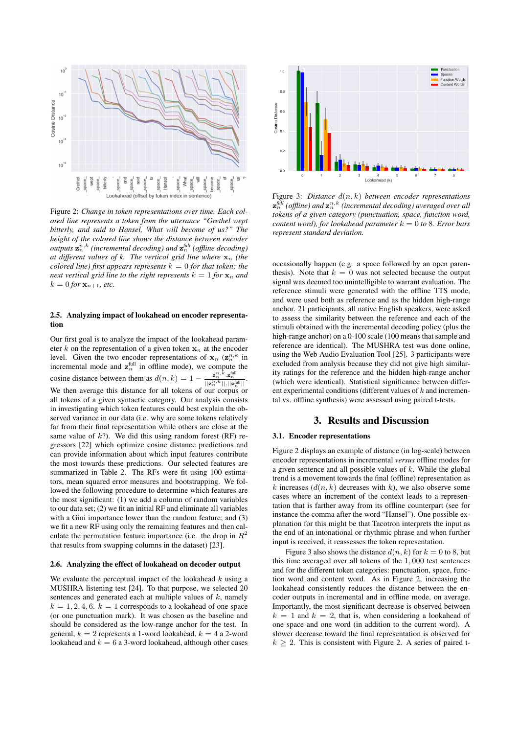Figure 2: *Change in token representations over time. Each colored line represents a token from the utterance "Grethel wept bitterly, and said to Hansel, What will become of us?" The height of the colored line shows the distance between encoder outputs $\mathbf{z}_n^{n,k}$ (incremental decoding) and $\mathbf{z}_n^{full}$ (offline decoding) at different values of $k$. The vertical grid line where $\mathbf{x}_n$ (the colored line) first appears represents $k = 0$ for that token; the next vertical grid line to the right represents $k = 1$ for $\mathbf{x}_n$ and $k = 0$ for $\mathbf{x}_{n+1}$, etc.*

### 2.5. Analyzing impact of lookahead on encoder representation

Our first goal is to analyze the impact of the lookahead parameter $k$ on the representation of a given token $\mathbf{x}_n$ at the encoder level. Given the two encoder representations of $\mathbf{x}_n$ ($\mathbf{z}_n^{n,k}$ in incremental mode and $\mathbf{z}_n^{\text{full}}$ in offline mode), we compute the cosine distance between them as $d(n,k) = 1 - \frac{\mathbf{z}_n^{n,k} \cdot \mathbf{z}_n^{\text{full}}}{||\mathbf{z}_n^{n,k}|| \cdot ||\mathbf{z}_n^{\text{full}}||}$. We then average this distance for all tokens of our corpus or all tokens of a given syntactic category. Our analysis consists in investigating which token features could best explain the observed variance in our data (i.e. why are some tokens relatively far from their final representation while others are close at the same value of $k$?). We did this using random forest (RF) regressors [22] which optimize cosine distance predictions and can provide information about which input features contribute the most towards these predictions. Our selected features are summarized in Table 2. The RFs were fit using 100 estimators, mean squared error measures and bootstrapping. We followed the following procedure to determine which features are the most significant: (1) we add a column of random variables to our data set; (2) we fit an initial RF and eliminate all variables with a Gini importance lower than the random feature; and (3) we fit a new RF using only the remaining features and then calculate the permutation feature importance (i.e. the drop in $R^2$ that results from swapping columns in the dataset) [23].

### 2.6. Analyzing the effect of lookahead on decoder output

We evaluate the perceptual impact of the lookahead $k$ using a MUSHRA listening test [24]. To that purpose, we selected 20 sentences and generated each at multiple values of $k$, namely $k = 1, 2, 4, 6$. $k = 1$ corresponds to a lookahead of one space (or one punctuation mark). It was chosen as the baseline and should be considered as the low-range anchor for the test. In general, $k = 2$ represents a 1-word lookahead, $k = 4$ a 2-word lookahead and $k = 6$ a 3-word lookahead, although other cases occasionally happen (e.g. a space followed by an open parenthesis). Note that $k = 0$ was not selected because the output signal was deemed too unintelligible to warrant evaluation. The reference stimuli were generated with the offline TTS mode, and were used both as reference and as the hidden high-range anchor. 21 participants, all native English speakers, were asked to assess the similarity between the reference and each of the stimuli obtained with the incremental decoding policy (plus the high-range anchor) on a 0-100 scale (100 means that sample and reference are identical). The MUSHRA test was done online, using the Web Audio Evaluation Tool [25]. 3 participants were excluded from analysis because they did not give high similarity ratings for the reference and the hidden high-range anchor (which were identical). Statistical significance between different experimental conditions (different values of $k$ and incremental vs. offline synthesis) were assessed using paired t-tests.

Figure 3: *Distance $d(n,k)$ between encoder representations $\mathbf{z}_n^{full}$ (offline) and $\mathbf{z}_n^{n,k}$ (incremental decoding) averaged over all tokens of a given category (punctuation, space, function word, content word), for lookahead parameter $k = 0$ to 8. Error bars represent standard deviation.*

## 3. Results and Discussion

### 3.1. Encoder representations

Figure 2 displays an example of distance (in log-scale) between encoder representations in incremental *versus* offline modes for a given sentence and all possible values of $k$. While the global trend is a movement towards the final (offline) representation as $k$ increases ($d(n,k)$ decreases with $k$), we also observe some cases where an increment of the context leads to a representation that is farther away from its offline counterpart (see for instance the comma after the word "Hansel"). One possible explanation for this might be that Tacotron interprets the input as the end of an intonational or rhythmic phrase and when further input is received, it reassesses the token representation.

Figure 3 also shows the distance $d(n,k)$ for $k = 0$ to 8, but this time averaged over all tokens of the 1,000 test sentences and for the different token categories: punctuation, space, function word and content word. As in Figure 2, increasing the lookahead consistently reduces the distance between the encoder outputs in incremental and in offline mode, on average. Importantly, the most significant decrease is observed between $k = 1$ and $k = 2$, that is, when considering a lookahead of one space and one word (in addition to the current word). A slower decrease toward the final representation is observed for $k \geq 2$. This is consistent with Figure 2. A series of paired t-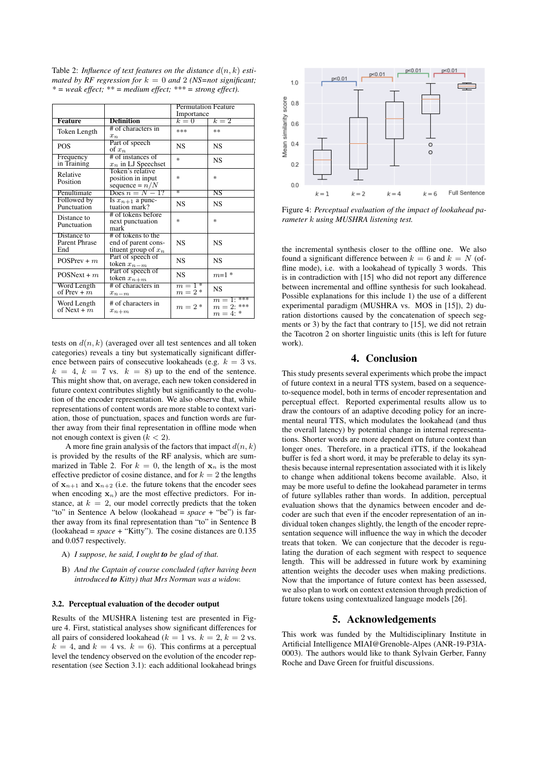Table 2: *Influence of text features on the distance $d(n, k)$ estimated by RF regression for $k = 0$ and 2 (NS=not significant; * = weak effect; ** = medium effect; *** = strong effect).*

| | | Permutation Feature Importance | |
|---|---|---|---|
| **Feature** | **Definition** | $k = 0$ | $k = 2$ |
| Token Length | # of characters in $x_n$ | *** | ** |
| POS | Part of speech of $x_n$ | NS | NS |
| Frequency in Training | # of instances of $x_n$ in LJ Speechset | * | NS |
| Relative Position | Token's relative position in input sequence = $n/N$ | * | * |
| Penultimate | Does $n = N - 1$? | * | NS |
| Followed by Punctuation | Is $x_{n+1}$ a punctuation mark? | NS | NS |
| Distance to Punctuation | # of tokens before next punctuation mark | * | * |
| Distance to Parent Phrase End | # of tokens to the end of parent constituent group of $x_n$ | NS | NS |
| POSPrev + $m$ | Part of speech of token $x_{n-m}$ | NS | NS |
| POSNext + $m$ | Part of speech of token $x_{n+m}$ | NS | $m$=1 * |
| Word Length of Prev + $m$ | # of characters in $x_{n-m}$ | $m = 1$ * $m = 2$ * | NS |
| Word Length of Next + $m$ | # of characters in $x_{n+m}$ | $m = 2$ * | $m = 1$: *** $m = 2$: *** $m = 4$: * |

tests on $d(n, k)$ (averaged over all test sentences and all token categories) reveals a tiny but systematically significant difference between pairs of consecutive lookaheads (e.g. $k = 3$ vs. $k = 4$, $k = 7$ vs. $k = 8$) up to the end of the sentence. This might show that, on average, each new token considered in future context contributes slightly but significantly to the evolution of the encoder representation. We also observe that, while representations of content words are more stable to context variation, those of punctuation, spaces and function words are further away from their final representation in offline mode when not enough context is given ($k < 2$).

A more fine grain analysis of the factors that impact $d(n, k)$ is provided by the results of the RF analysis, which are summarized in Table 2. For $k = 0$, the length of $\mathbf{x}_n$ is the most effective predictor of cosine distance, and for $k = 2$ the lengths of $\mathbf{x}_{n+1}$ and $\mathbf{x}_{n+2}$ (i.e. the future tokens that the encoder sees when encoding $\mathbf{x}_n$) are the most effective predictors. For instance, at $k = 2$, our model correctly predicts that the token "to" in Sentence A below (lookahead = *space* + "be") is further away from its final representation than "to" in Sentence B (lookahead = *space* + "Kitty"). The cosine distances are 0.135 and 0.057 respectively.

A) *I suppose, he said, I ought **to** be glad of that.*

B) *And the Captain of course concluded (after having been introduced **to** Kitty) that Mrs Norman was a widow.*

### 3.2. Perceptual evaluation of the decoder output

Results of the MUSHRA listening test are presented in Figure 4. First, statistical analyses show significant differences for all pairs of considered lookahead ($k = 1$ vs. $k = 2$, $k = 2$ vs. $k = 4$, and $k = 4$ vs. $k = 6$). This confirms at a perceptual level the tendency observed on the evolution of the encoder representation (see Section 3.1): each additional lookahead brings the incremental synthesis closer to the offline one. We also found a significant difference between $k = 6$ and $k = N$ (offline mode), i.e. with a lookahead of typically 3 words. This is in contradiction with [15] who did not report any difference between incremental and offline synthesis for such lookahead. Possible explanations for this include 1) the use of a different experimental paradigm (MUSHRA vs. MOS in [15]), 2) duration distortions caused by the concatenation of speech segments or 3) by the fact that contrary to [15], we did not retrain the Tacotron 2 on shorter linguistic units (this is left for future work).

Figure 4: *Perceptual evaluation of the impact of lookahead parameter $k$ using MUSHRA listening test.*

## 4. Conclusion

This study presents several experiments which probe the impact of future context in a neural TTS system, based on a sequence-to-sequence model, both in terms of encoder representation and perceptual effect. Reported experimental results allow us to draw the contours of an adaptive decoding policy for an incremental neural TTS, which modulates the lookahead (and thus the overall latency) by potential change in internal representations. Shorter words are more dependent on future context than longer ones. Therefore, in a practical iTTS, if the lookahead buffer is fed a short word, it may be preferable to delay its synthesis because internal representation associated with it is likely to change when additional tokens become available. Also, it may be more useful to define the lookahead parameter in terms of future syllables rather than words. In addition, perceptual evaluation shows that the dynamics between encoder and decoder are such that even if the encoder representation of an individual token changes slightly, the length of the encoder representation sequence will influence the way in which the decoder treats that token. We can conjecture that the decoder is regulating the duration of each segment with respect to sequence length. This will be addressed in future work by examining attention weights the decoder uses when making predictions. Now that the importance of future context has been assessed, we also plan to work on context extension through prediction of future tokens using contextualized language models [26].

## 5. Acknowledgements

This work was funded by the Multidisciplinary Institute in Artificial Intelligence MIAI@Grenoble-Alpes (ANR-19-P3IA-0003). The authors would like to thank Sylvain Gerber, Fanny Roche and Dave Green for fruitful discussions.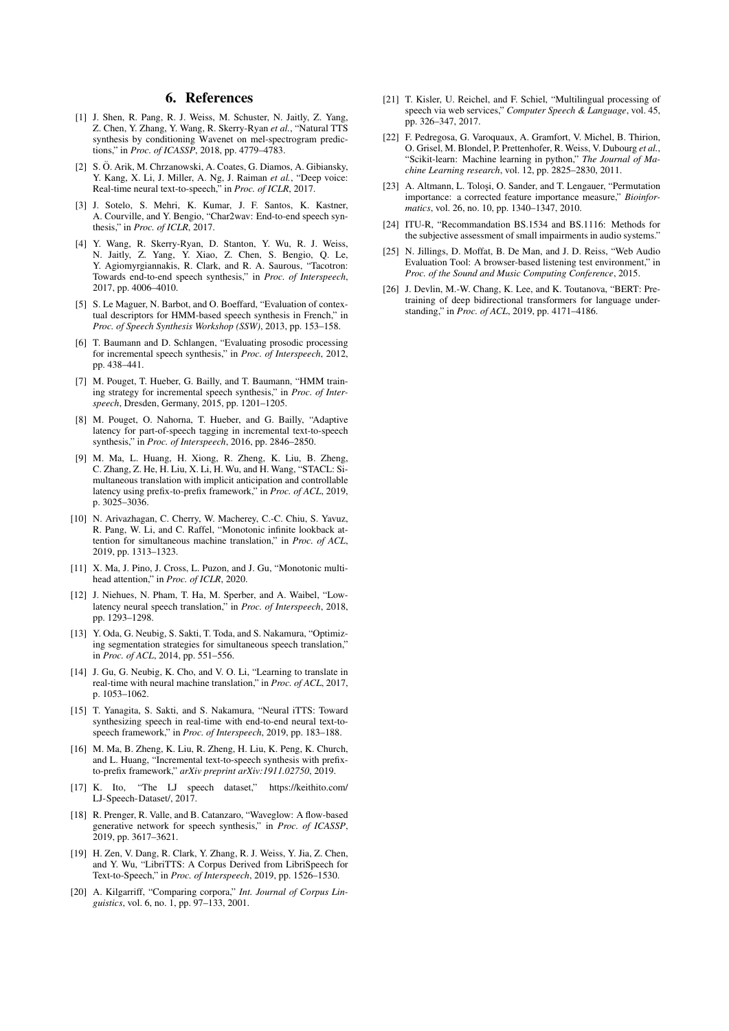## 6. References

[1] J. Shen, R. Pang, R. J. Weiss, M. Schuster, N. Jaitly, Z. Yang, Z. Chen, Y. Zhang, Y. Wang, R. Skerry-Ryan *et al.*, "Natural TTS synthesis by conditioning Wavenet on mel-spectrogram predictions," in *Proc. of ICASSP*, 2018, pp. 4779–4783.

[2] S. Ö. Arik, M. Chrzanowski, A. Coates, G. Diamos, A. Gibiansky, Y. Kang, X. Li, J. Miller, A. Ng, J. Raiman *et al.*, "Deep voice: Real-time neural text-to-speech," in *Proc. of ICLR*, 2017.

[3] J. Sotelo, S. Mehri, K. Kumar, J. F. Santos, K. Kastner, A. Courville, and Y. Bengio, "Char2wav: End-to-end speech synthesis," in *Proc. of ICLR*, 2017.

[4] Y. Wang, R. Skerry-Ryan, D. Stanton, Y. Wu, R. J. Weiss, N. Jaitly, Z. Yang, Y. Xiao, Z. Chen, S. Bengio, Q. Le, Y. Agiomyrgiannakis, R. Clark, and R. A. Saurous, "Tacotron: Towards end-to-end speech synthesis," in *Proc. of Interspeech*, 2017, pp. 4006–4010.

[5] S. Le Maguer, N. Barbot, and O. Boeffard, "Evaluation of contextual descriptors for HMM-based speech synthesis in French," in *Proc. of Speech Synthesis Workshop (SSW)*, 2013, pp. 153–158.

[6] T. Baumann and D. Schlangen, "Evaluating prosodic processing for incremental speech synthesis," in *Proc. of Interspeech*, 2012, pp. 438–441.

[7] M. Pouget, T. Hueber, G. Bailly, and T. Baumann, "HMM training strategy for incremental speech synthesis," in *Proc. of Interspeech*, Dresden, Germany, 2015, pp. 1201–1205.

[8] M. Pouget, O. Nahorna, T. Hueber, and G. Bailly, "Adaptive latency for part-of-speech tagging in incremental text-to-speech synthesis," in *Proc. of Interspeech*, 2016, pp. 2846–2850.

[9] M. Ma, L. Huang, H. Xiong, R. Zheng, K. Liu, B. Zheng, C. Zhang, Z. He, H. Liu, X. Li, H. Wu, and H. Wang, "STACL: Simultaneous translation with implicit anticipation and controllable latency using prefix-to-prefix framework," in *Proc. of ACL*, 2019, p. 3025–3036.

[10] N. Arivazhagan, C. Cherry, W. Macherey, C.-C. Chiu, S. Yavuz, R. Pang, W. Li, and C. Raffel, "Monotonic infinite lookback attention for simultaneous machine translation," in *Proc. of ACL*, 2019, pp. 1313–1323.

[11] X. Ma, J. Pino, J. Cross, L. Puzon, and J. Gu, "Monotonic multihead attention," in *Proc. of ICLR*, 2020.

[12] J. Niehues, N. Pham, T. Ha, M. Sperber, and A. Waibel, "Low-latency neural speech translation," in *Proc. of Interspeech*, 2018, pp. 1293–1298.

[13] Y. Oda, G. Neubig, S. Sakti, T. Toda, and S. Nakamura, "Optimizing segmentation strategies for simultaneous speech translation," in *Proc. of ACL*, 2014, pp. 551–556.

[14] J. Gu, G. Neubig, K. Cho, and V. O. Li, "Learning to translate in real-time with neural machine translation," in *Proc. of ACL*, 2017, p. 1053–1062.

[15] T. Yanagita, S. Sakti, and S. Nakamura, "Neural iTTS: Toward synthesizing speech in real-time with end-to-end neural text-to-speech framework," in *Proc. of Interspeech*, 2019, pp. 183–188.

[16] M. Ma, B. Zheng, K. Liu, R. Zheng, H. Liu, K. Peng, K. Church, and L. Huang, "Incremental text-to-speech synthesis with prefix-to-prefix framework," *arXiv preprint arXiv:1911.02750*, 2019.

[17] K. Ito, "The LJ speech dataset," https://keithito.com/LJ-Speech-Dataset/, 2017.

[18] R. Prenger, R. Valle, and B. Catanzaro, "Waveglow: A flow-based generative network for speech synthesis," in *Proc. of ICASSP*, 2019, pp. 3617–3621.

[19] H. Zen, V. Dang, R. Clark, Y. Zhang, R. J. Weiss, Y. Jia, Z. Chen, and Y. Wu, "LibriTTS: A Corpus Derived from LibriSpeech for Text-to-Speech," in *Proc. of Interspeech*, 2019, pp. 1526–1530.

[20] A. Kilgarriff, "Comparing corpora," *Int. Journal of Corpus Linguistics*, vol. 6, no. 1, pp. 97–133, 2001.

[21] T. Kisler, U. Reichel, and F. Schiel, "Multilingual processing of speech via web services," *Computer Speech & Language*, vol. 45, pp. 326–347, 2017.

[22] F. Pedregosa, G. Varoquaux, A. Gramfort, V. Michel, B. Thirion, O. Grisel, M. Blondel, P. Prettenhofer, R. Weiss, V. Dubourg *et al.*, "Scikit-learn: Machine learning in python," *The Journal of Machine Learning research*, vol. 12, pp. 2825–2830, 2011.

[23] A. Altmann, L. Toloşi, O. Sander, and T. Lengauer, "Permutation importance: a corrected feature importance measure," *Bioinformatics*, vol. 26, no. 10, pp. 1340–1347, 2010.

[24] ITU-R, "Recommandation BS.1534 and BS.1116: Methods for the subjective assessment of small impairments in audio systems."

[25] N. Jillings, D. Moffat, B. De Man, and J. D. Reiss, "Web Audio Evaluation Tool: A browser-based listening test environment," in *Proc. of the Sound and Music Computing Conference*, 2015.

[26] J. Devlin, M.-W. Chang, K. Lee, and K. Toutanova, "BERT: Pre-training of deep bidirectional transformers for language understanding," in *Proc. of ACL*, 2019, pp. 4171–4186.